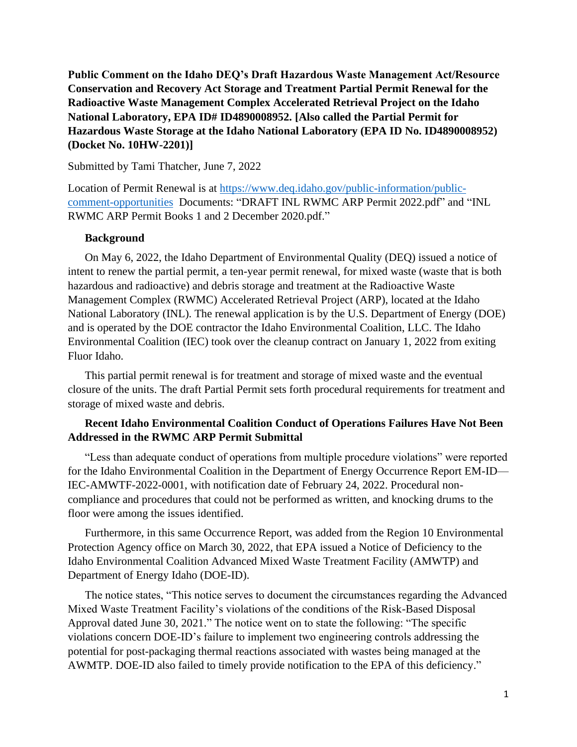**Public Comment on the Idaho DEQ's Draft Hazardous Waste Management Act/Resource Conservation and Recovery Act Storage and Treatment Partial Permit Renewal for the Radioactive Waste Management Complex Accelerated Retrieval Project on the Idaho National Laboratory, EPA ID# ID4890008952. [Also called the Partial Permit for Hazardous Waste Storage at the Idaho National Laboratory (EPA ID No. ID4890008952) (Docket No. 10HW-2201)]**

Submitted by Tami Thatcher, June 7, 2022

Location of Permit Renewal is at https://www.deq.idaho.gov/public-information/public-comment-opportunities Documents: "DRAFT INL RWMC ARP Permit 2022.pdf" and "INL RWMC ARP Permit Books 1 and 2 December 2020.pdf."

## Background

On May 6, 2022, the Idaho Department of Environmental Quality (DEQ) issued a notice of intent to renew the partial permit, a ten-year permit renewal, for mixed waste (waste that is both hazardous and radioactive) and debris storage and treatment at the Radioactive Waste Management Complex (RWMC) Accelerated Retrieval Project (ARP), located at the Idaho National Laboratory (INL). The renewal application is by the U.S. Department of Energy (DOE) and is operated by the DOE contractor the Idaho Environmental Coalition, LLC. The Idaho Environmental Coalition (IEC) took over the cleanup contract on January 1, 2022 from exiting Fluor Idaho.

This partial permit renewal is for treatment and storage of mixed waste and the eventual closure of the units. The draft Partial Permit sets forth procedural requirements for treatment and storage of mixed waste and debris.

## Recent Idaho Environmental Coalition Conduct of Operations Failures Have Not Been Addressed in the RWMC ARP Permit Submittal

"Less than adequate conduct of operations from multiple procedure violations" were reported for the Idaho Environmental Coalition in the Department of Energy Occurrence Report EM-ID—IEC-AMWTF-2022-0001, with notification date of February 24, 2022. Procedural non-compliance and procedures that could not be performed as written, and knocking drums to the floor were among the issues identified.

Furthermore, in this same Occurrence Report, was added from the Region 10 Environmental Protection Agency office on March 30, 2022, that EPA issued a Notice of Deficiency to the Idaho Environmental Coalition Advanced Mixed Waste Treatment Facility (AMWTP) and Department of Energy Idaho (DOE-ID).

The notice states, "This notice serves to document the circumstances regarding the Advanced Mixed Waste Treatment Facility's violations of the conditions of the Risk-Based Disposal Approval dated June 30, 2021." The notice went on to state the following: "The specific violations concern DOE-ID's failure to implement two engineering controls addressing the potential for post-packaging thermal reactions associated with wastes being managed at the AWMTP. DOE-ID also failed to timely provide notification to the EPA of this deficiency."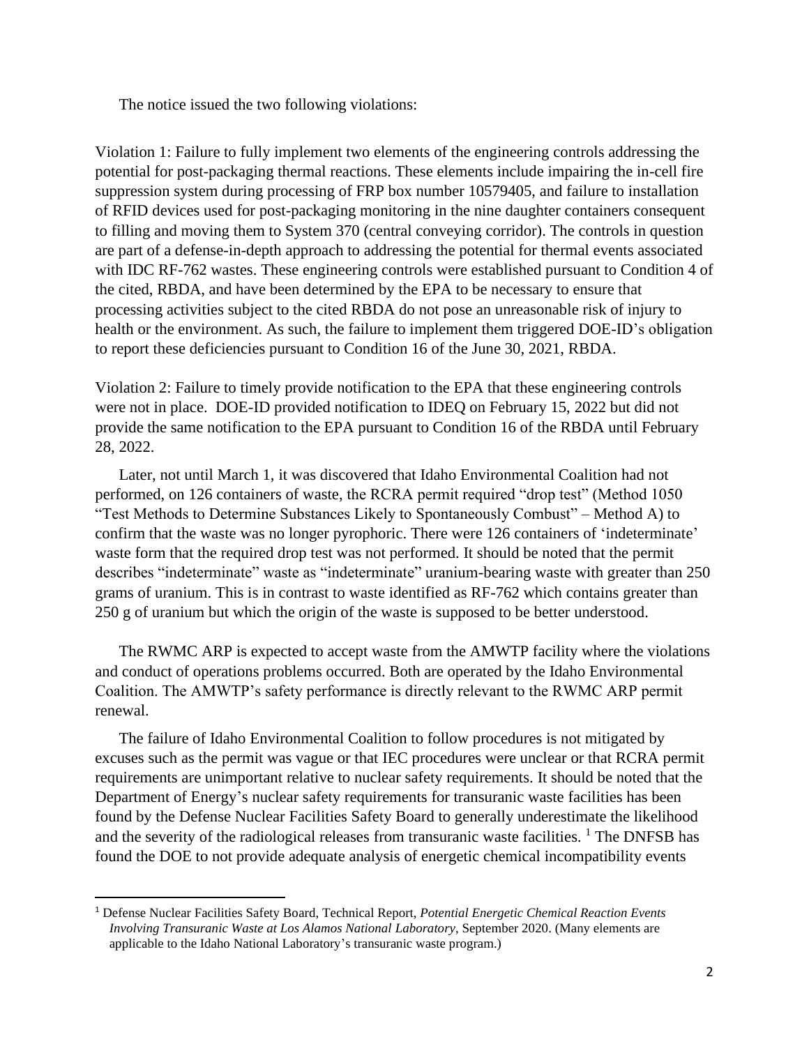The notice issued the two following violations:

Violation 1: Failure to fully implement two elements of the engineering controls addressing the potential for post-packaging thermal reactions. These elements include impairing the in-cell fire suppression system during processing of FRP box number 10579405, and failure to installation of RFID devices used for post-packaging monitoring in the nine daughter containers consequent to filling and moving them to System 370 (central conveying corridor). The controls in question are part of a defense-in-depth approach to addressing the potential for thermal events associated with IDC RF-762 wastes. These engineering controls were established pursuant to Condition 4 of the cited, RBDA, and have been determined by the EPA to be necessary to ensure that processing activities subject to the cited RBDA do not pose an unreasonable risk of injury to health or the environment. As such, the failure to implement them triggered DOE-ID's obligation to report these deficiencies pursuant to Condition 16 of the June 30, 2021, RBDA.

Violation 2: Failure to timely provide notification to the EPA that these engineering controls were not in place. DOE-ID provided notification to IDEQ on February 15, 2022 but did not provide the same notification to the EPA pursuant to Condition 16 of the RBDA until February 28, 2022.

Later, not until March 1, it was discovered that Idaho Environmental Coalition had not performed, on 126 containers of waste, the RCRA permit required "drop test" (Method 1050 "Test Methods to Determine Substances Likely to Spontaneously Combust" – Method A) to confirm that the waste was no longer pyrophoric. There were 126 containers of 'indeterminate' waste form that the required drop test was not performed. It should be noted that the permit describes "indeterminate" waste as "indeterminate" uranium-bearing waste with greater than 250 grams of uranium. This is in contrast to waste identified as RF-762 which contains greater than 250 g of uranium but which the origin of the waste is supposed to be better understood.

The RWMC ARP is expected to accept waste from the AMWTP facility where the violations and conduct of operations problems occurred. Both are operated by the Idaho Environmental Coalition. The AMWTP's safety performance is directly relevant to the RWMC ARP permit renewal.

The failure of Idaho Environmental Coalition to follow procedures is not mitigated by excuses such as the permit was vague or that IEC procedures were unclear or that RCRA permit requirements are unimportant relative to nuclear safety requirements. It should be noted that the Department of Energy's nuclear safety requirements for transuranic waste facilities has been found by the Defense Nuclear Facilities Safety Board to generally underestimate the likelihood and the severity of the radiological releases from transuranic waste facilities. [1] The DNFSB has found the DOE to not provide adequate analysis of energetic chemical incompatibility events

---

[1] Defense Nuclear Facilities Safety Board, Technical Report, *Potential Energetic Chemical Reaction Events Involving Transuranic Waste at Los Alamos National Laboratory*, September 2020. (Many elements are applicable to the Idaho National Laboratory's transuranic waste program.)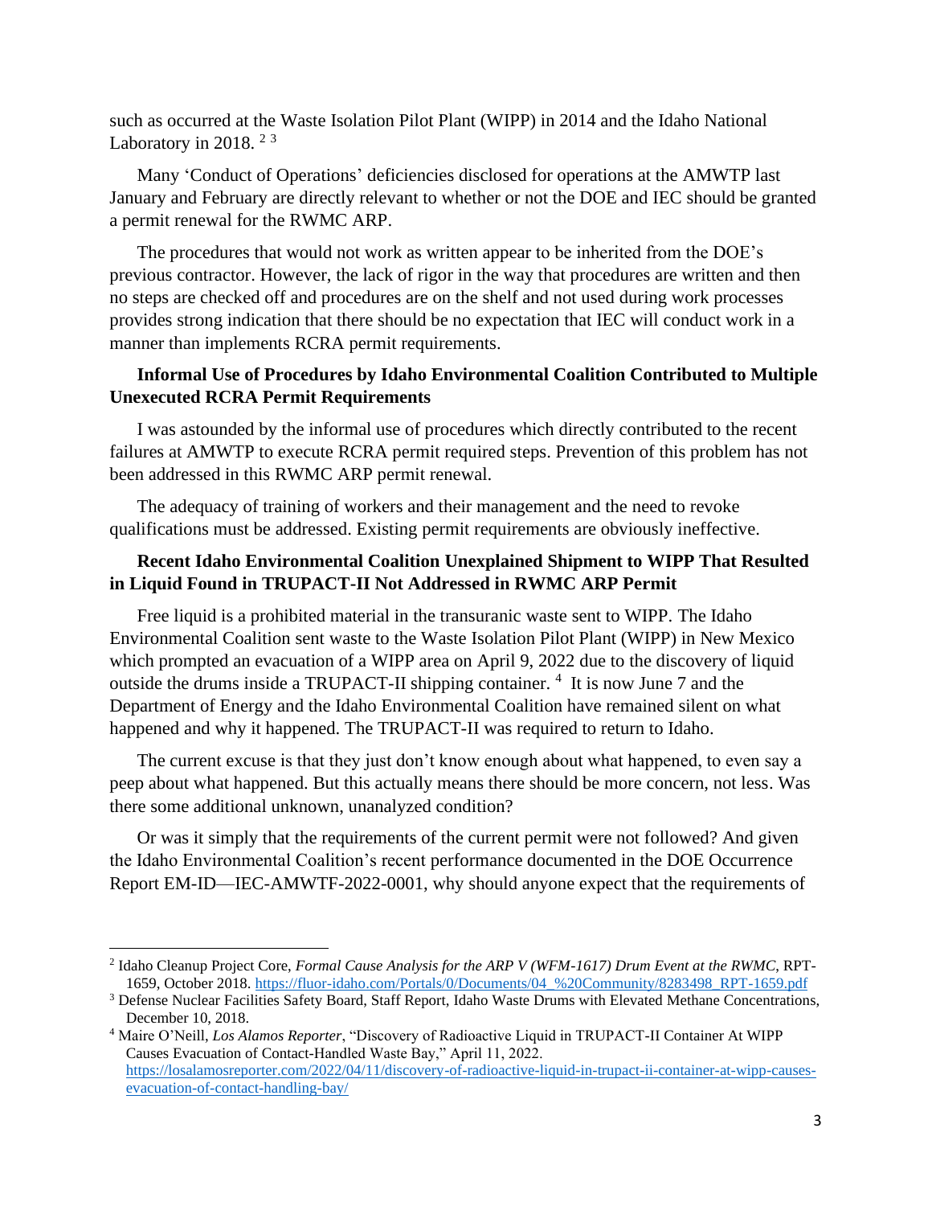such as occurred at the Waste Isolation Pilot Plant (WIPP) in 2014 and the Idaho National Laboratory in 2018. [2] [3]

Many 'Conduct of Operations' deficiencies disclosed for operations at the AMWTP last January and February are directly relevant to whether or not the DOE and IEC should be granted a permit renewal for the RWMC ARP.

The procedures that would not work as written appear to be inherited from the DOE's previous contractor. However, the lack of rigor in the way that procedures are written and then no steps are checked off and procedures are on the shelf and not used during work processes provides strong indication that there should be no expectation that IEC will conduct work in a manner than implements RCRA permit requirements.

**Informal Use of Procedures by Idaho Environmental Coalition Contributed to Multiple Unexecuted RCRA Permit Requirements**

I was astounded by the informal use of procedures which directly contributed to the recent failures at AMWTP to execute RCRA permit required steps. Prevention of this problem has not been addressed in this RWMC ARP permit renewal.

The adequacy of training of workers and their management and the need to revoke qualifications must be addressed. Existing permit requirements are obviously ineffective.

**Recent Idaho Environmental Coalition Unexplained Shipment to WIPP That Resulted in Liquid Found in TRUPACT-II Not Addressed in RWMC ARP Permit**

Free liquid is a prohibited material in the transuranic waste sent to WIPP. The Idaho Environmental Coalition sent waste to the Waste Isolation Pilot Plant (WIPP) in New Mexico which prompted an evacuation of a WIPP area on April 9, 2022 due to the discovery of liquid outside the drums inside a TRUPACT-II shipping container. [4] It is now June 7 and the Department of Energy and the Idaho Environmental Coalition have remained silent on what happened and why it happened. The TRUPACT-II was required to return to Idaho.

The current excuse is that they just don't know enough about what happened, to even say a peep about what happened. But this actually means there should be more concern, not less. Was there some additional unknown, unanalyzed condition?

Or was it simply that the requirements of the current permit were not followed? And given the Idaho Environmental Coalition's recent performance documented in the DOE Occurrence Report EM-ID—IEC-AMWTF-2022-0001, why should anyone expect that the requirements of

---

[2] Idaho Cleanup Project Core, *Formal Cause Analysis for the ARP V (WFM-1617) Drum Event at the RWMC*, RPT-1659, October 2018. https://fluor-idaho.com/Portals/0/Documents/04_%20Community/8283498_RPT-1659.pdf

[3] Defense Nuclear Facilities Safety Board, Staff Report, Idaho Waste Drums with Elevated Methane Concentrations, December 10, 2018.

[4] Maire O'Neill, *Los Alamos Reporter*, "Discovery of Radioactive Liquid in TRUPACT-II Container At WIPP Causes Evacuation of Contact-Handled Waste Bay," April 11, 2022. https://losalamosreporter.com/2022/04/11/discovery-of-radioactive-liquid-in-trupact-ii-container-at-wipp-causes-evacuation-of-contact-handling-bay/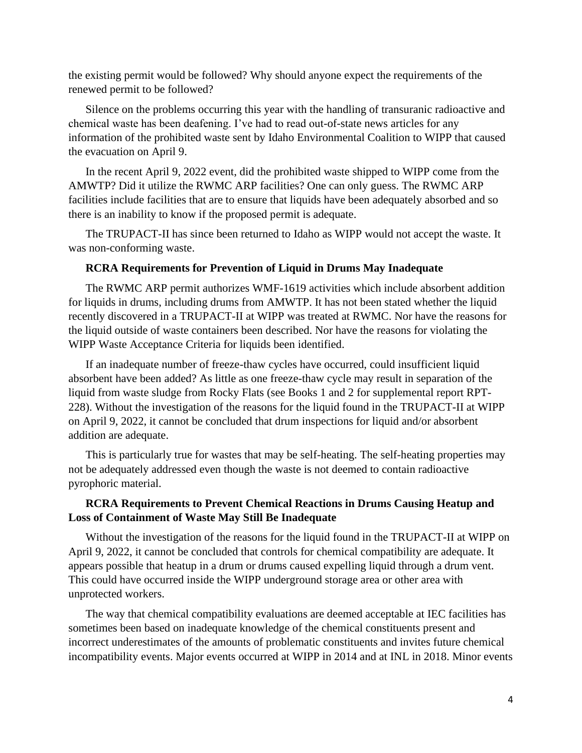the existing permit would be followed? Why should anyone expect the requirements of the renewed permit to be followed?

Silence on the problems occurring this year with the handling of transuranic radioactive and chemical waste has been deafening. I've had to read out-of-state news articles for any information of the prohibited waste sent by Idaho Environmental Coalition to WIPP that caused the evacuation on April 9.

In the recent April 9, 2022 event, did the prohibited waste shipped to WIPP come from the AMWTP? Did it utilize the RWMC ARP facilities? One can only guess. The RWMC ARP facilities include facilities that are to ensure that liquids have been adequately absorbed and so there is an inability to know if the proposed permit is adequate.

The TRUPACT-II has since been returned to Idaho as WIPP would not accept the waste. It was non-conforming waste.

**RCRA Requirements for Prevention of Liquid in Drums May Inadequate**

The RWMC ARP permit authorizes WMF-1619 activities which include absorbent addition for liquids in drums, including drums from AMWTP. It has not been stated whether the liquid recently discovered in a TRUPACT-II at WIPP was treated at RWMC. Nor have the reasons for the liquid outside of waste containers been described. Nor have the reasons for violating the WIPP Waste Acceptance Criteria for liquids been identified.

If an inadequate number of freeze-thaw cycles have occurred, could insufficient liquid absorbent have been added? As little as one freeze-thaw cycle may result in separation of the liquid from waste sludge from Rocky Flats (see Books 1 and 2 for supplemental report RPT-228). Without the investigation of the reasons for the liquid found in the TRUPACT-II at WIPP on April 9, 2022, it cannot be concluded that drum inspections for liquid and/or absorbent addition are adequate.

This is particularly true for wastes that may be self-heating. The self-heating properties may not be adequately addressed even though the waste is not deemed to contain radioactive pyrophoric material.

**RCRA Requirements to Prevent Chemical Reactions in Drums Causing Heatup and Loss of Containment of Waste May Still Be Inadequate**

Without the investigation of the reasons for the liquid found in the TRUPACT-II at WIPP on April 9, 2022, it cannot be concluded that controls for chemical compatibility are adequate. It appears possible that heatup in a drum or drums caused expelling liquid through a drum vent. This could have occurred inside the WIPP underground storage area or other area with unprotected workers.

The way that chemical compatibility evaluations are deemed acceptable at IEC facilities has sometimes been based on inadequate knowledge of the chemical constituents present and incorrect underestimates of the amounts of problematic constituents and invites future chemical incompatibility events. Major events occurred at WIPP in 2014 and at INL in 2018. Minor events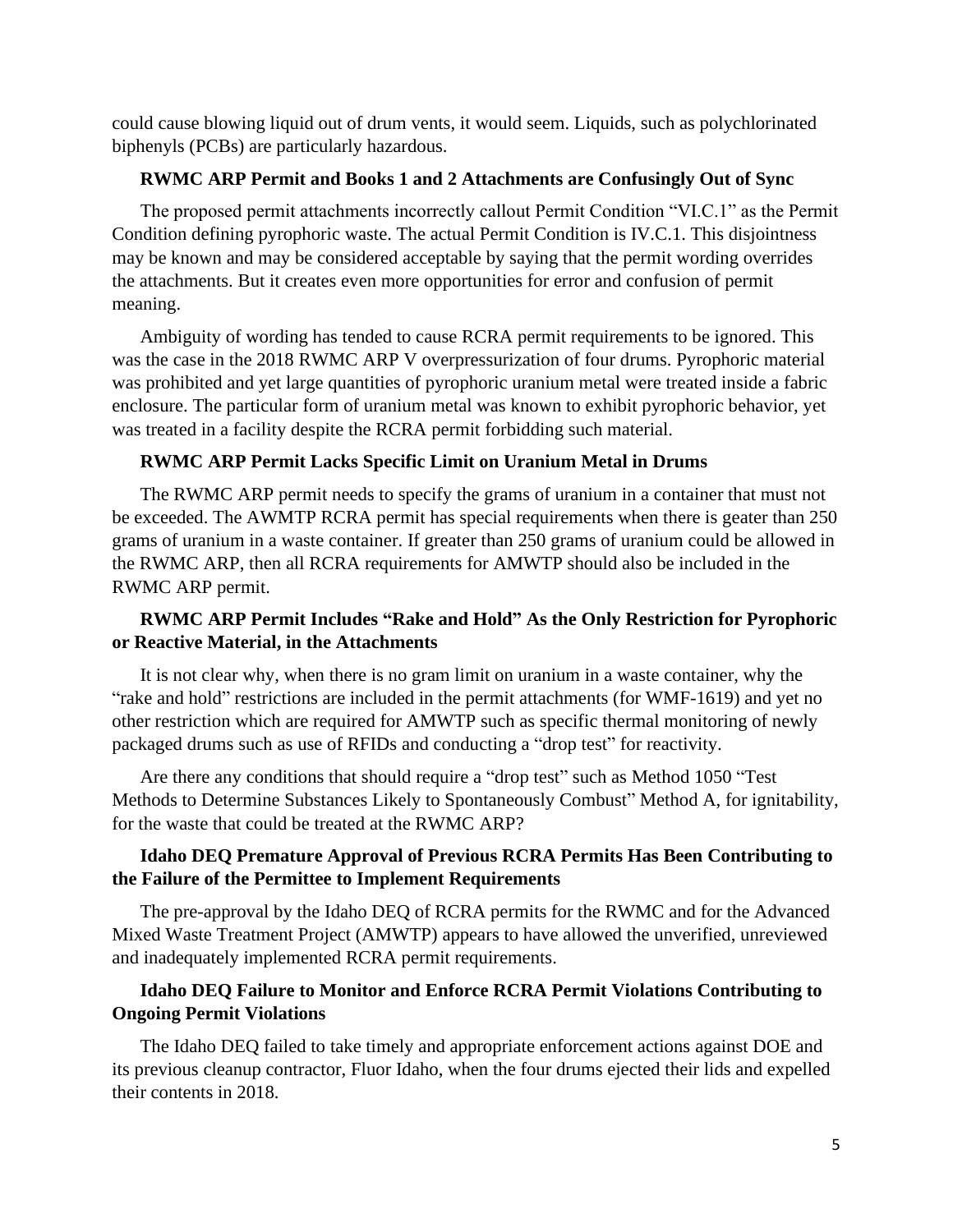could cause blowing liquid out of drum vents, it would seem. Liquids, such as polychlorinated biphenyls (PCBs) are particularly hazardous.

**RWMC ARP Permit and Books 1 and 2 Attachments are Confusingly Out of Sync**

The proposed permit attachments incorrectly callout Permit Condition "VI.C.1" as the Permit Condition defining pyrophoric waste. The actual Permit Condition is IV.C.1. This disjointness may be known and may be considered acceptable by saying that the permit wording overrides the attachments. But it creates even more opportunities for error and confusion of permit meaning.

Ambiguity of wording has tended to cause RCRA permit requirements to be ignored. This was the case in the 2018 RWMC ARP V overpressurization of four drums. Pyrophoric material was prohibited and yet large quantities of pyrophoric uranium metal were treated inside a fabric enclosure. The particular form of uranium metal was known to exhibit pyrophoric behavior, yet was treated in a facility despite the RCRA permit forbidding such material.

**RWMC ARP Permit Lacks Specific Limit on Uranium Metal in Drums**

The RWMC ARP permit needs to specify the grams of uranium in a container that must not be exceeded. The AWMTP RCRA permit has special requirements when there is geater than 250 grams of uranium in a waste container. If greater than 250 grams of uranium could be allowed in the RWMC ARP, then all RCRA requirements for AMWTP should also be included in the RWMC ARP permit.

**RWMC ARP Permit Includes "Rake and Hold" As the Only Restriction for Pyrophoric or Reactive Material, in the Attachments**

It is not clear why, when there is no gram limit on uranium in a waste container, why the "rake and hold" restrictions are included in the permit attachments (for WMF-1619) and yet no other restriction which are required for AMWTP such as specific thermal monitoring of newly packaged drums such as use of RFIDs and conducting a "drop test" for reactivity.

Are there any conditions that should require a "drop test" such as Method 1050 "Test Methods to Determine Substances Likely to Spontaneously Combust" Method A, for ignitability, for the waste that could be treated at the RWMC ARP?

**Idaho DEQ Premature Approval of Previous RCRA Permits Has Been Contributing to the Failure of the Permittee to Implement Requirements**

The pre-approval by the Idaho DEQ of RCRA permits for the RWMC and for the Advanced Mixed Waste Treatment Project (AMWTP) appears to have allowed the unverified, unreviewed and inadequately implemented RCRA permit requirements.

**Idaho DEQ Failure to Monitor and Enforce RCRA Permit Violations Contributing to Ongoing Permit Violations**

The Idaho DEQ failed to take timely and appropriate enforcement actions against DOE and its previous cleanup contractor, Fluor Idaho, when the four drums ejected their lids and expelled their contents in 2018.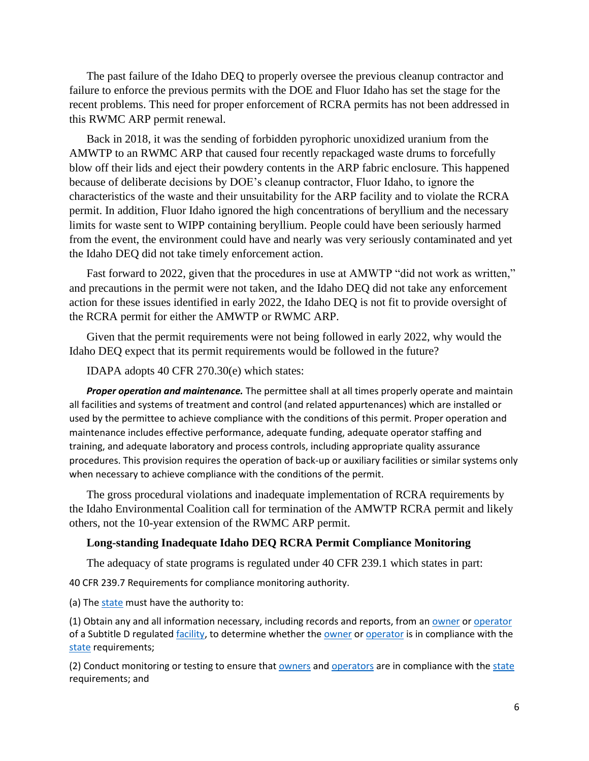The past failure of the Idaho DEQ to properly oversee the previous cleanup contractor and failure to enforce the previous permits with the DOE and Fluor Idaho has set the stage for the recent problems. This need for proper enforcement of RCRA permits has not been addressed in this RWMC ARP permit renewal.

Back in 2018, it was the sending of forbidden pyrophoric unoxidized uranium from the AMWTP to an RWMC ARP that caused four recently repackaged waste drums to forcefully blow off their lids and eject their powdery contents in the ARP fabric enclosure. This happened because of deliberate decisions by DOE's cleanup contractor, Fluor Idaho, to ignore the characteristics of the waste and their unsuitability for the ARP facility and to violate the RCRA permit. In addition, Fluor Idaho ignored the high concentrations of beryllium and the necessary limits for waste sent to WIPP containing beryllium. People could have been seriously harmed from the event, the environment could have and nearly was very seriously contaminated and yet the Idaho DEQ did not take timely enforcement action.

Fast forward to 2022, given that the procedures in use at AMWTP "did not work as written," and precautions in the permit were not taken, and the Idaho DEQ did not take any enforcement action for these issues identified in early 2022, the Idaho DEQ is not fit to provide oversight of the RCRA permit for either the AMWTP or RWMC ARP.

Given that the permit requirements were not being followed in early 2022, why would the Idaho DEQ expect that its permit requirements would be followed in the future?

IDAPA adopts 40 CFR 270.30(e) which states:

> ***Proper operation and maintenance.*** The permittee shall at all times properly operate and maintain all facilities and systems of treatment and control (and related appurtenances) which are installed or used by the permittee to achieve compliance with the conditions of this permit. Proper operation and maintenance includes effective performance, adequate funding, adequate operator staffing and training, and adequate laboratory and process controls, including appropriate quality assurance procedures. This provision requires the operation of back-up or auxiliary facilities or similar systems only when necessary to achieve compliance with the conditions of the permit.

The gross procedural violations and inadequate implementation of RCRA requirements by the Idaho Environmental Coalition call for termination of the AMWTP RCRA permit and likely others, not the 10-year extension of the RWMC ARP permit.

### Long-standing Inadequate Idaho DEQ RCRA Permit Compliance Monitoring

The adequacy of state programs is regulated under 40 CFR 239.1 which states in part:

40 CFR 239.7 Requirements for compliance monitoring authority.

(a) The state must have the authority to:

(1) Obtain any and all information necessary, including records and reports, from an owner or operator of a Subtitle D regulated facility, to determine whether the owner or operator is in compliance with the state requirements;

(2) Conduct monitoring or testing to ensure that owners and operators are in compliance with the state requirements; and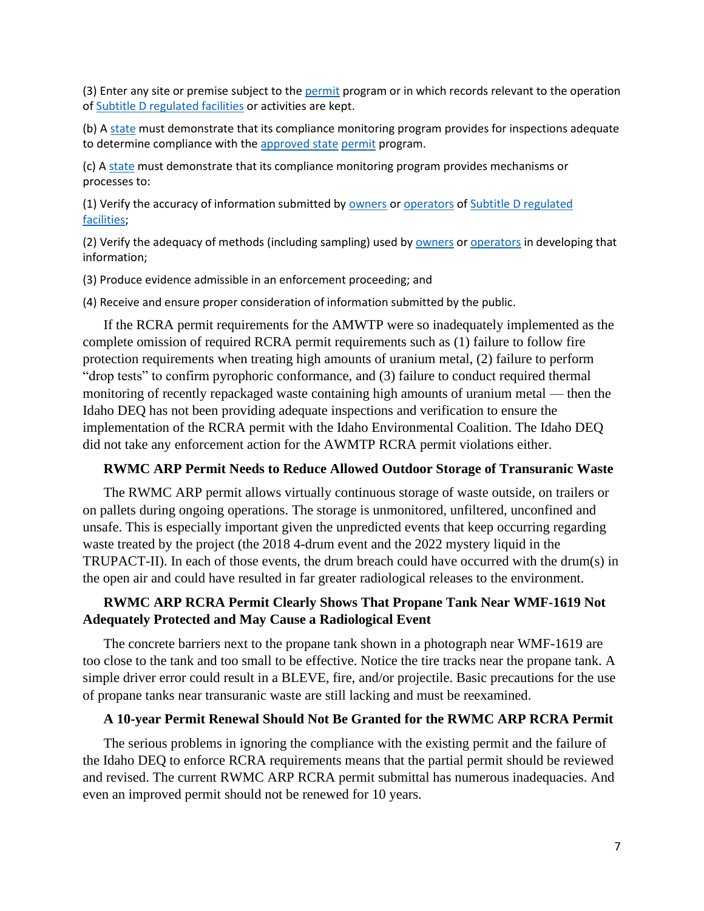(3) Enter any site or premise subject to the permit program or in which records relevant to the operation of Subtitle D regulated facilities or activities are kept.

(b) A state must demonstrate that its compliance monitoring program provides for inspections adequate to determine compliance with the approved state permit program.

(c) A state must demonstrate that its compliance monitoring program provides mechanisms or processes to:

(1) Verify the accuracy of information submitted by owners or operators of Subtitle D regulated facilities;

(2) Verify the adequacy of methods (including sampling) used by owners or operators in developing that information;

(3) Produce evidence admissible in an enforcement proceeding; and

(4) Receive and ensure proper consideration of information submitted by the public.

If the RCRA permit requirements for the AMWTP were so inadequately implemented as the complete omission of required RCRA permit requirements such as (1) failure to follow fire protection requirements when treating high amounts of uranium metal, (2) failure to perform "drop tests" to confirm pyrophoric conformance, and (3) failure to conduct required thermal monitoring of recently repackaged waste containing high amounts of uranium metal — then the Idaho DEQ has not been providing adequate inspections and verification to ensure the implementation of the RCRA permit with the Idaho Environmental Coalition. The Idaho DEQ did not take any enforcement action for the AWMTP RCRA permit violations either.

**RWMC ARP Permit Needs to Reduce Allowed Outdoor Storage of Transuranic Waste**

The RWMC ARP permit allows virtually continuous storage of waste outside, on trailers or on pallets during ongoing operations. The storage is unmonitored, unfiltered, unconfined and unsafe. This is especially important given the unpredicted events that keep occurring regarding waste treated by the project (the 2018 4-drum event and the 2022 mystery liquid in the TRUPACT-II). In each of those events, the drum breach could have occurred with the drum(s) in the open air and could have resulted in far greater radiological releases to the environment.

**RWMC ARP RCRA Permit Clearly Shows That Propane Tank Near WMF-1619 Not Adequately Protected and May Cause a Radiological Event**

The concrete barriers next to the propane tank shown in a photograph near WMF-1619 are too close to the tank and too small to be effective. Notice the tire tracks near the propane tank. A simple driver error could result in a BLEVE, fire, and/or projectile. Basic precautions for the use of propane tanks near transuranic waste are still lacking and must be reexamined.

**A 10-year Permit Renewal Should Not Be Granted for the RWMC ARP RCRA Permit**

The serious problems in ignoring the compliance with the existing permit and the failure of the Idaho DEQ to enforce RCRA requirements means that the partial permit should be reviewed and revised. The current RWMC ARP RCRA permit submittal has numerous inadequacies. And even an improved permit should not be renewed for 10 years.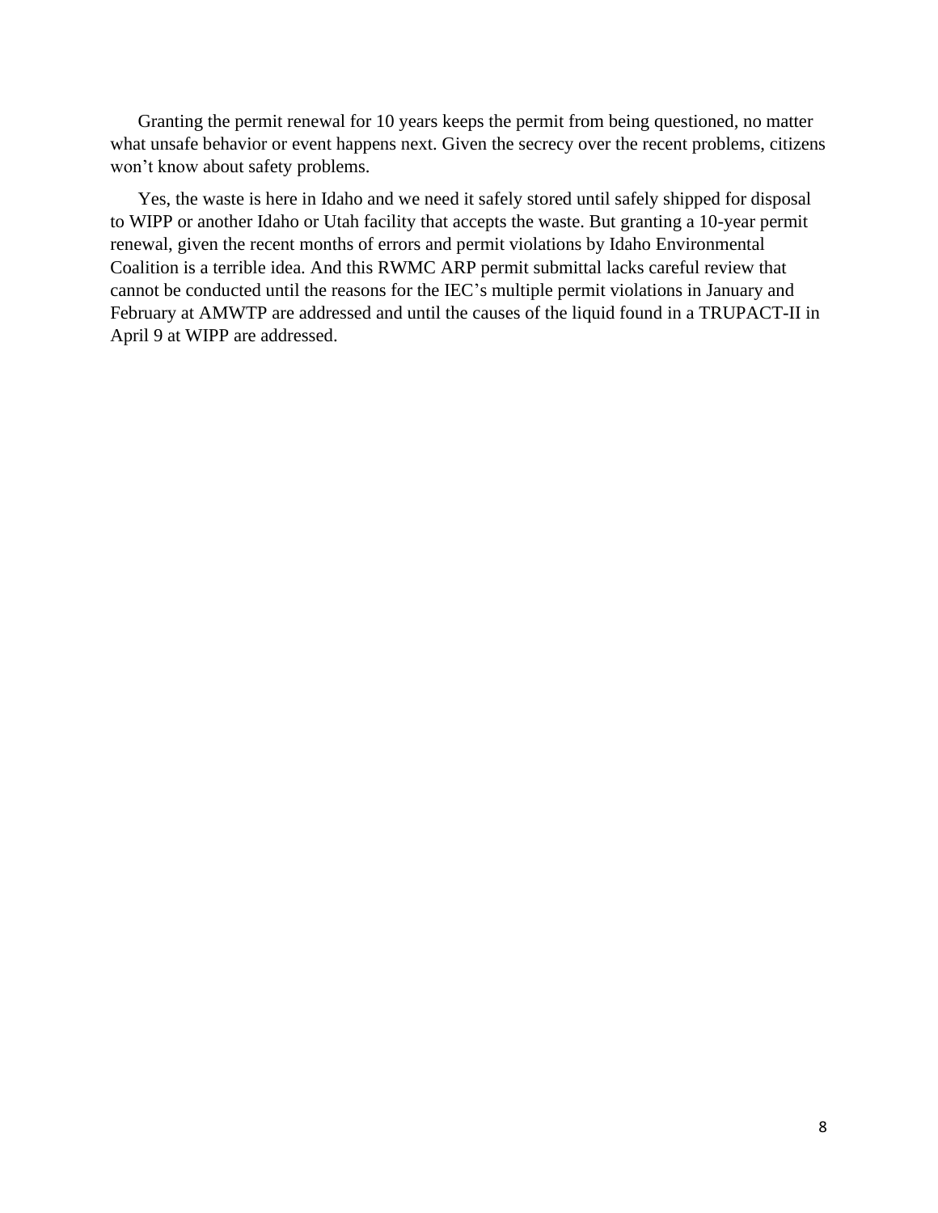Granting the permit renewal for 10 years keeps the permit from being questioned, no matter what unsafe behavior or event happens next. Given the secrecy over the recent problems, citizens won't know about safety problems.

Yes, the waste is here in Idaho and we need it safely stored until safely shipped for disposal to WIPP or another Idaho or Utah facility that accepts the waste. But granting a 10-year permit renewal, given the recent months of errors and permit violations by Idaho Environmental Coalition is a terrible idea. And this RWMC ARP permit submittal lacks careful review that cannot be conducted until the reasons for the IEC's multiple permit violations in January and February at AMWTP are addressed and until the causes of the liquid found in a TRUPACT-II in April 9 at WIPP are addressed.